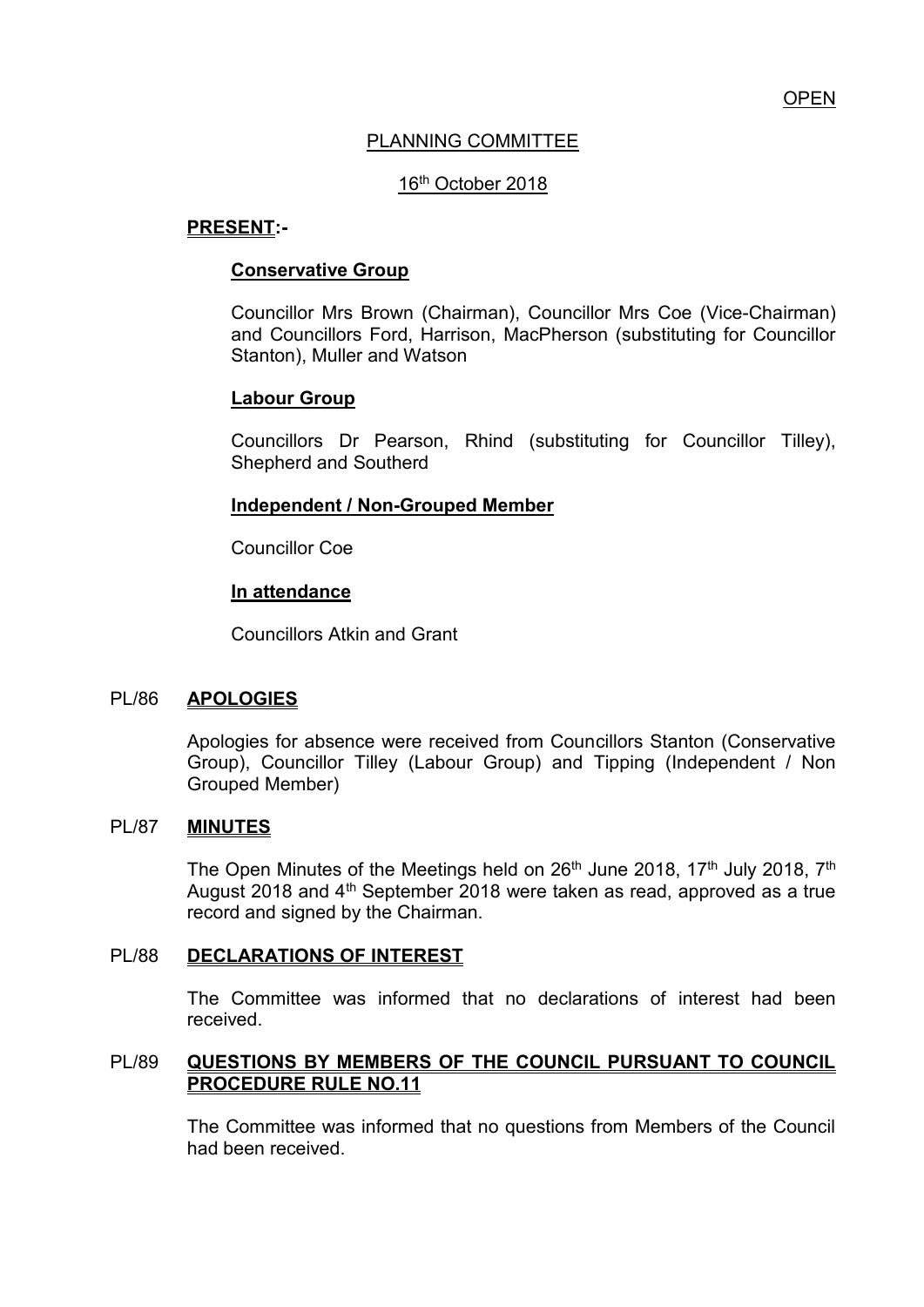OPEN

# PLANNING COMMITTEE

16th October 2018

**PRESENT:-**

**Conservative Group**

Councillor Mrs Brown (Chairman), Councillor Mrs Coe (Vice-Chairman) and Councillors Ford, Harrison, MacPherson (substituting for Councillor Stanton), Muller and Watson

**Labour Group**

Councillors Dr Pearson, Rhind (substituting for Councillor Tilley), Shepherd and Southerd

**Independent / Non-Grouped Member**

Councillor Coe

**In attendance**

Councillors Atkin and Grant

## PL/86 APOLOGIES

Apologies for absence were received from Councillors Stanton (Conservative Group), Councillor Tilley (Labour Group) and Tipping (Independent / Non Grouped Member)

## PL/87 MINUTES

The Open Minutes of the Meetings held on 26th June 2018, 17th July 2018, 7th August 2018 and 4th September 2018 were taken as read, approved as a true record and signed by the Chairman.

## PL/88 DECLARATIONS OF INTEREST

The Committee was informed that no declarations of interest had been received.

## PL/89 QUESTIONS BY MEMBERS OF THE COUNCIL PURSUANT TO COUNCIL PROCEDURE RULE NO.11

The Committee was informed that no questions from Members of the Council had been received.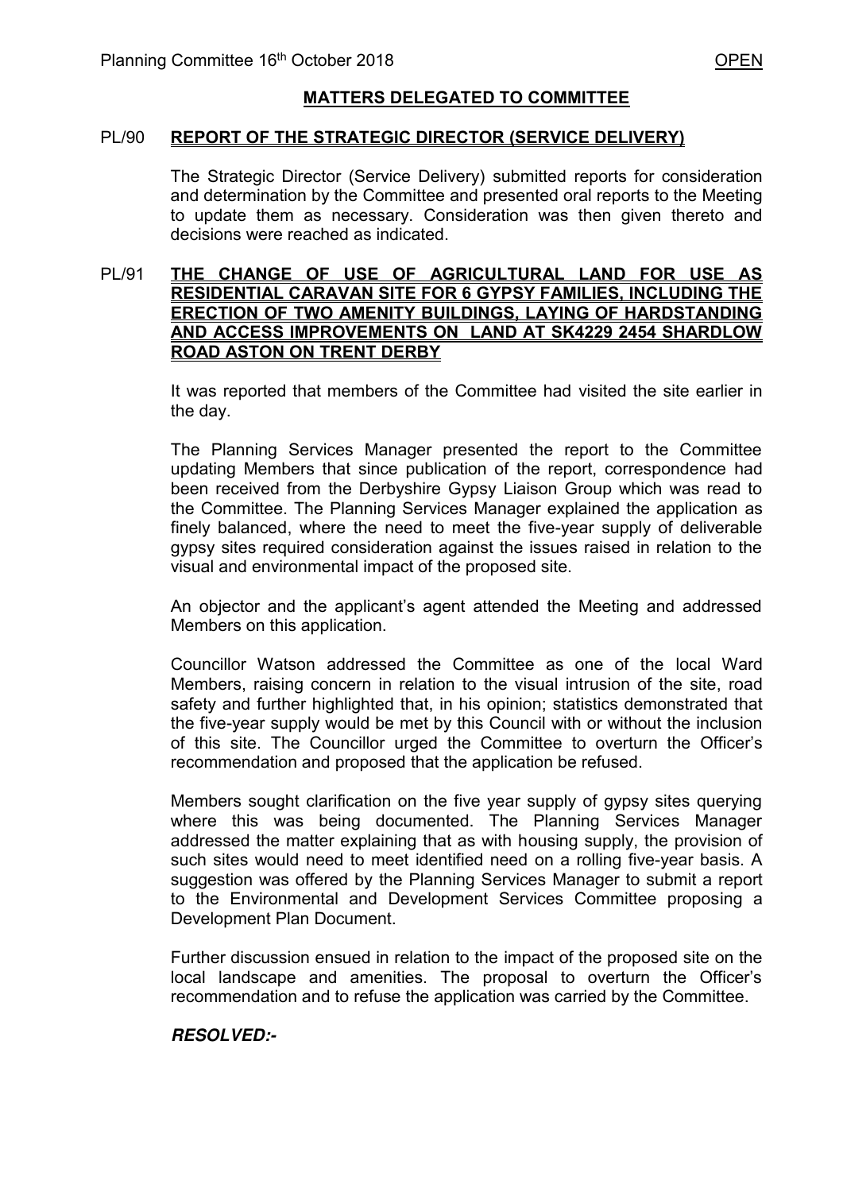## MATTERS DELEGATED TO COMMITTEE

### PL/90 REPORT OF THE STRATEGIC DIRECTOR (SERVICE DELIVERY)

The Strategic Director (Service Delivery) submitted reports for consideration and determination by the Committee and presented oral reports to the Meeting to update them as necessary. Consideration was then given thereto and decisions were reached as indicated.

### PL/91 THE CHANGE OF USE OF AGRICULTURAL LAND FOR USE AS RESIDENTIAL CARAVAN SITE FOR 6 GYPSY FAMILIES, INCLUDING THE ERECTION OF TWO AMENITY BUILDINGS, LAYING OF HARDSTANDING AND ACCESS IMPROVEMENTS ON LAND AT SK4229 2454 SHARDLOW ROAD ASTON ON TRENT DERBY

It was reported that members of the Committee had visited the site earlier in the day.

The Planning Services Manager presented the report to the Committee updating Members that since publication of the report, correspondence had been received from the Derbyshire Gypsy Liaison Group which was read to the Committee. The Planning Services Manager explained the application as finely balanced, where the need to meet the five-year supply of deliverable gypsy sites required consideration against the issues raised in relation to the visual and environmental impact of the proposed site.

An objector and the applicant's agent attended the Meeting and addressed Members on this application.

Councillor Watson addressed the Committee as one of the local Ward Members, raising concern in relation to the visual intrusion of the site, road safety and further highlighted that, in his opinion; statistics demonstrated that the five-year supply would be met by this Council with or without the inclusion of this site. The Councillor urged the Committee to overturn the Officer's recommendation and proposed that the application be refused.

Members sought clarification on the five year supply of gypsy sites querying where this was being documented. The Planning Services Manager addressed the matter explaining that as with housing supply, the provision of such sites would need to meet identified need on a rolling five-year basis. A suggestion was offered by the Planning Services Manager to submit a report to the Environmental and Development Services Committee proposing a Development Plan Document.

Further discussion ensued in relation to the impact of the proposed site on the local landscape and amenities. The proposal to overturn the Officer's recommendation and to refuse the application was carried by the Committee.

***RESOLVED:-***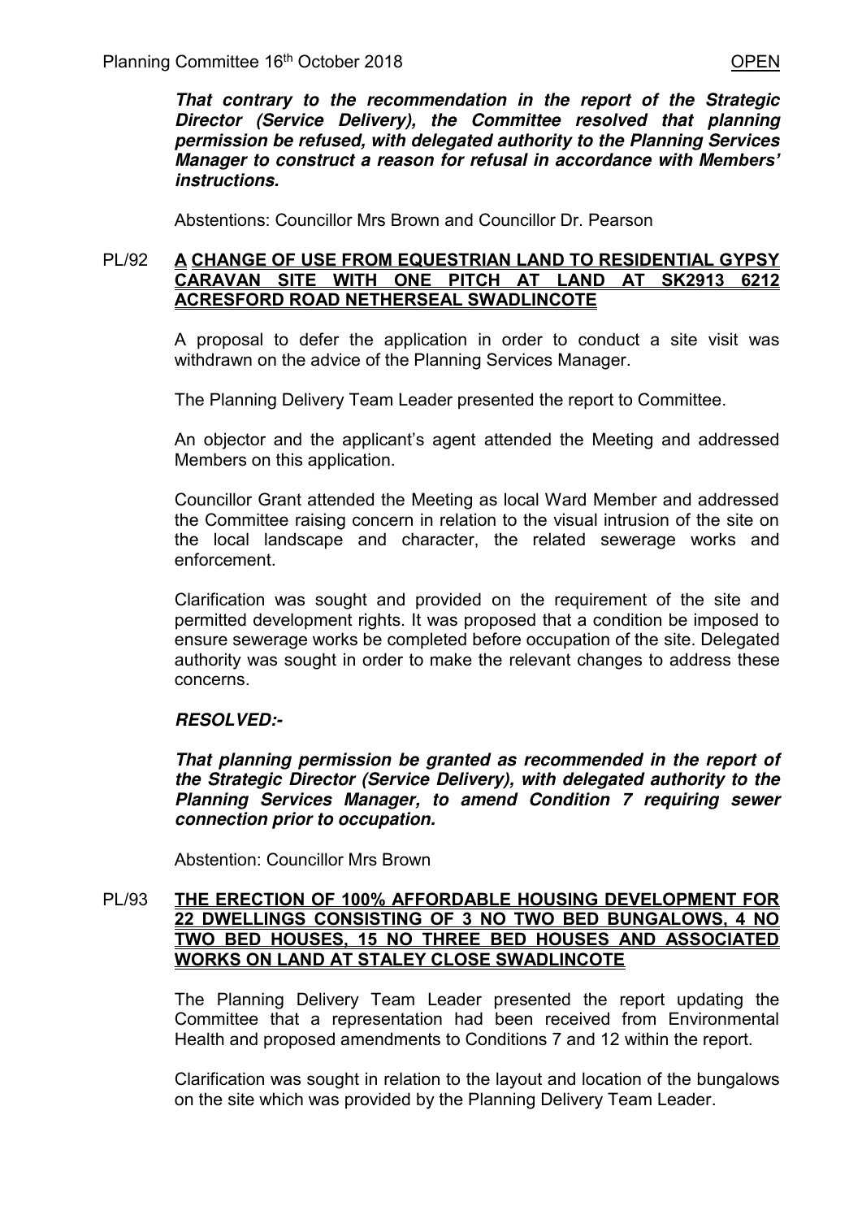***That contrary to the recommendation in the report of the Strategic Director (Service Delivery), the Committee resolved that planning permission be refused, with delegated authority to the Planning Services Manager to construct a reason for refusal in accordance with Members' instructions.***

Abstentions: Councillor Mrs Brown and Councillor Dr. Pearson

## PL/92 A CHANGE OF USE FROM EQUESTRIAN LAND TO RESIDENTIAL GYPSY CARAVAN SITE WITH ONE PITCH AT LAND AT SK2913 6212 ACRESFORD ROAD NETHERSEAL SWADLINCOTE

A proposal to defer the application in order to conduct a site visit was withdrawn on the advice of the Planning Services Manager.

The Planning Delivery Team Leader presented the report to Committee.

An objector and the applicant's agent attended the Meeting and addressed Members on this application.

Councillor Grant attended the Meeting as local Ward Member and addressed the Committee raising concern in relation to the visual intrusion of the site on the local landscape and character, the related sewerage works and enforcement.

Clarification was sought and provided on the requirement of the site and permitted development rights. It was proposed that a condition be imposed to ensure sewerage works be completed before occupation of the site. Delegated authority was sought in order to make the relevant changes to address these concerns.

***RESOLVED:-***

***That planning permission be granted as recommended in the report of the Strategic Director (Service Delivery), with delegated authority to the Planning Services Manager, to amend Condition 7 requiring sewer connection prior to occupation.***

Abstention: Councillor Mrs Brown

## PL/93 THE ERECTION OF 100% AFFORDABLE HOUSING DEVELOPMENT FOR 22 DWELLINGS CONSISTING OF 3 NO TWO BED BUNGALOWS, 4 NO TWO BED HOUSES, 15 NO THREE BED HOUSES AND ASSOCIATED WORKS ON LAND AT STALEY CLOSE SWADLINCOTE

The Planning Delivery Team Leader presented the report updating the Committee that a representation had been received from Environmental Health and proposed amendments to Conditions 7 and 12 within the report.

Clarification was sought in relation to the layout and location of the bungalows on the site which was provided by the Planning Delivery Team Leader.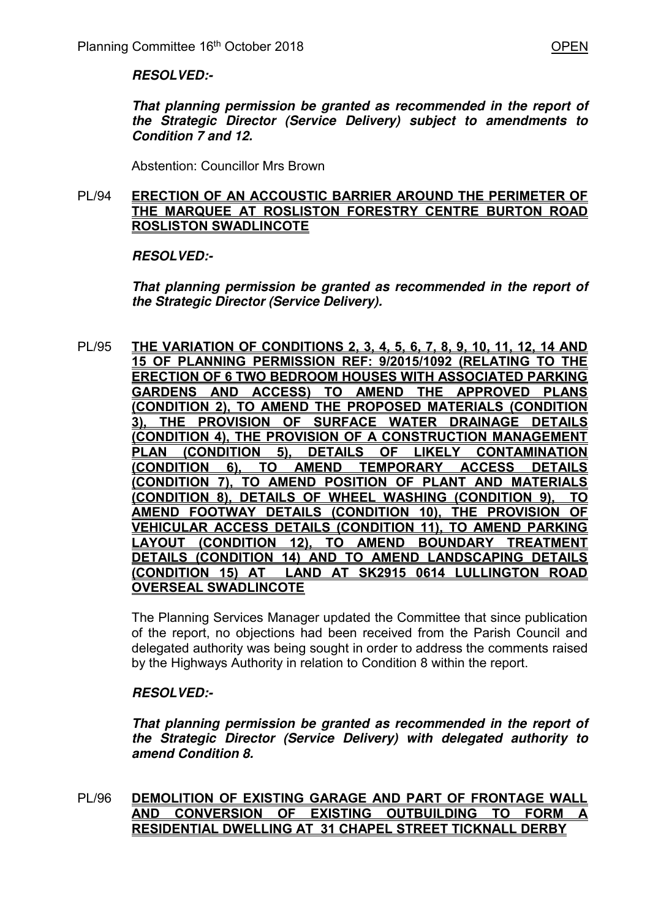***RESOLVED:-***

***That planning permission be granted as recommended in the report of the Strategic Director (Service Delivery) subject to amendments to Condition 7 and 12.***

Abstention: Councillor Mrs Brown

**PL/94 ERECTION OF AN ACCOUSTIC BARRIER AROUND THE PERIMETER OF THE MARQUEE AT ROSLISTON FORESTRY CENTRE BURTON ROAD ROSLISTON SWADLINCOTE**

***RESOLVED:-***

***That planning permission be granted as recommended in the report of the Strategic Director (Service Delivery).***

**PL/95 THE VARIATION OF CONDITIONS 2, 3, 4, 5, 6, 7, 8, 9, 10, 11, 12, 14 AND 15 OF PLANNING PERMISSION REF: 9/2015/1092 (RELATING TO THE ERECTION OF 6 TWO BEDROOM HOUSES WITH ASSOCIATED PARKING GARDENS AND ACCESS) TO AMEND THE APPROVED PLANS (CONDITION 2), TO AMEND THE PROPOSED MATERIALS (CONDITION 3), THE PROVISION OF SURFACE WATER DRAINAGE DETAILS (CONDITION 4), THE PROVISION OF A CONSTRUCTION MANAGEMENT PLAN (CONDITION 5), DETAILS OF LIKELY CONTAMINATION (CONDITION 6), TO AMEND TEMPORARY ACCESS DETAILS (CONDITION 7), TO AMEND POSITION OF PLANT AND MATERIALS (CONDITION 8), DETAILS OF WHEEL WASHING (CONDITION 9), TO AMEND FOOTWAY DETAILS (CONDITION 10), THE PROVISION OF VEHICULAR ACCESS DETAILS (CONDITION 11), TO AMEND PARKING LAYOUT (CONDITION 12), TO AMEND BOUNDARY TREATMENT DETAILS (CONDITION 14) AND TO AMEND LANDSCAPING DETAILS (CONDITION 15) AT LAND AT SK2915 0614 LULLINGTON ROAD OVERSEAL SWADLINCOTE**

The Planning Services Manager updated the Committee that since publication of the report, no objections had been received from the Parish Council and delegated authority was being sought in order to address the comments raised by the Highways Authority in relation to Condition 8 within the report.

***RESOLVED:-***

***That planning permission be granted as recommended in the report of the Strategic Director (Service Delivery) with delegated authority to amend Condition 8.***

**PL/96 DEMOLITION OF EXISTING GARAGE AND PART OF FRONTAGE WALL AND CONVERSION OF EXISTING OUTBUILDING TO FORM A RESIDENTIAL DWELLING AT 31 CHAPEL STREET TICKNALL DERBY**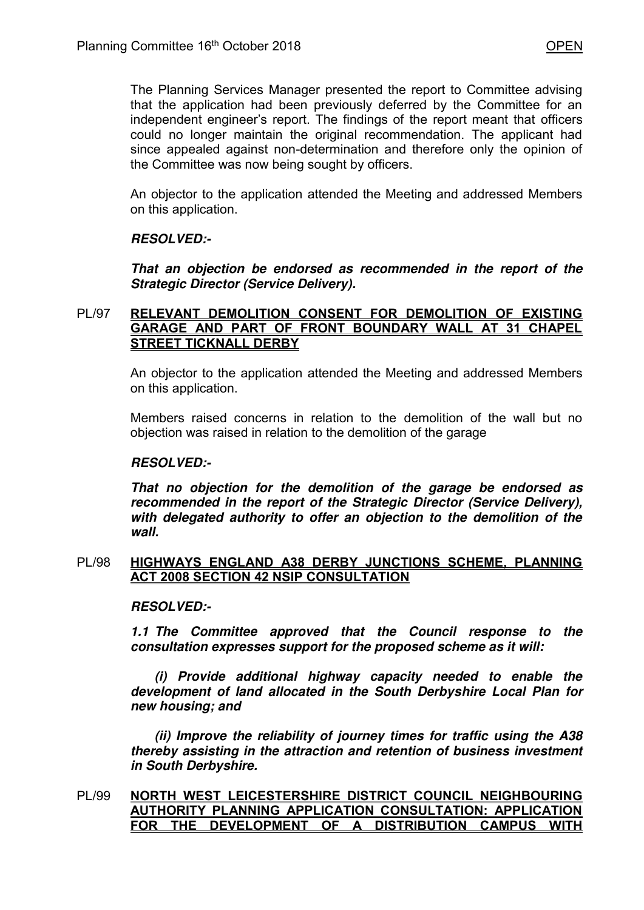The Planning Services Manager presented the report to Committee advising that the application had been previously deferred by the Committee for an independent engineer's report. The findings of the report meant that officers could no longer maintain the original recommendation. The applicant had since appealed against non-determination and therefore only the opinion of the Committee was now being sought by officers.

An objector to the application attended the Meeting and addressed Members on this application.

***RESOLVED:-***

***That an objection be endorsed as recommended in the report of the Strategic Director (Service Delivery).***

## PL/97 RELEVANT DEMOLITION CONSENT FOR DEMOLITION OF EXISTING GARAGE AND PART OF FRONT BOUNDARY WALL AT 31 CHAPEL STREET TICKNALL DERBY

An objector to the application attended the Meeting and addressed Members on this application.

Members raised concerns in relation to the demolition of the wall but no objection was raised in relation to the demolition of the garage

***RESOLVED:-***

***That no objection for the demolition of the garage be endorsed as recommended in the report of the Strategic Director (Service Delivery), with delegated authority to offer an objection to the demolition of the wall.***

## PL/98 HIGHWAYS ENGLAND A38 DERBY JUNCTIONS SCHEME, PLANNING ACT 2008 SECTION 42 NSIP CONSULTATION

***RESOLVED:-***

***1.1 The Committee approved that the Council response to the consultation expresses support for the proposed scheme as it will:***

***(i) Provide additional highway capacity needed to enable the development of land allocated in the South Derbyshire Local Plan for new housing; and***

***(ii) Improve the reliability of journey times for traffic using the A38 thereby assisting in the attraction and retention of business investment in South Derbyshire.***

## PL/99 NORTH WEST LEICESTERSHIRE DISTRICT COUNCIL NEIGHBOURING AUTHORITY PLANNING APPLICATION CONSULTATION: APPLICATION FOR THE DEVELOPMENT OF A DISTRIBUTION CAMPUS WITH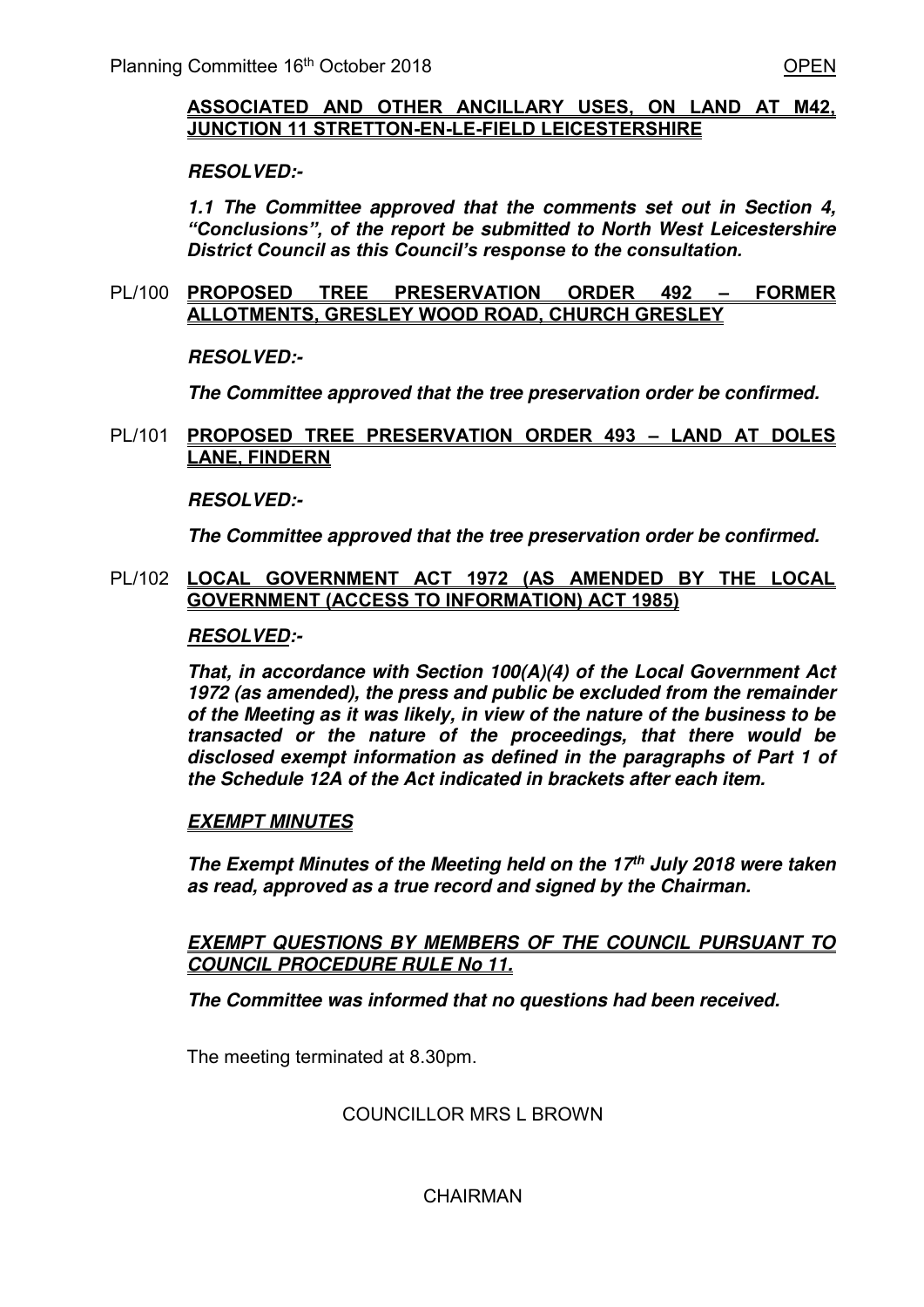**ASSOCIATED AND OTHER ANCILLARY USES, ON LAND AT M42, JUNCTION 11 STRETTON-EN-LE-FIELD LEICESTERSHIRE**

***RESOLVED:-***

***1.1 The Committee approved that the comments set out in Section 4, "Conclusions", of the report be submitted to North West Leicestershire District Council as this Council's response to the consultation.***

PL/100 **PROPOSED TREE PRESERVATION ORDER 492 – FORMER ALLOTMENTS, GRESLEY WOOD ROAD, CHURCH GRESLEY**

***RESOLVED:-***

***The Committee approved that the tree preservation order be confirmed.***

PL/101 **PROPOSED TREE PRESERVATION ORDER 493 – LAND AT DOLES LANE, FINDERN**

***RESOLVED:-***

***The Committee approved that the tree preservation order be confirmed.***

PL/102 **LOCAL GOVERNMENT ACT 1972 (AS AMENDED BY THE LOCAL GOVERNMENT (ACCESS TO INFORMATION) ACT 1985)**

***RESOLVED:-***

***That, in accordance with Section 100(A)(4) of the Local Government Act 1972 (as amended), the press and public be excluded from the remainder of the Meeting as it was likely, in view of the nature of the business to be transacted or the nature of the proceedings, that there would be disclosed exempt information as defined in the paragraphs of Part 1 of the Schedule 12A of the Act indicated in brackets after each item.***

***EXEMPT MINUTES***

***The Exempt Minutes of the Meeting held on the 17th July 2018 were taken as read, approved as a true record and signed by the Chairman.***

***EXEMPT QUESTIONS BY MEMBERS OF THE COUNCIL PURSUANT TO COUNCIL PROCEDURE RULE No 11.***

***The Committee was informed that no questions had been received.***

The meeting terminated at 8.30pm.

COUNCILLOR MRS L BROWN

CHAIRMAN